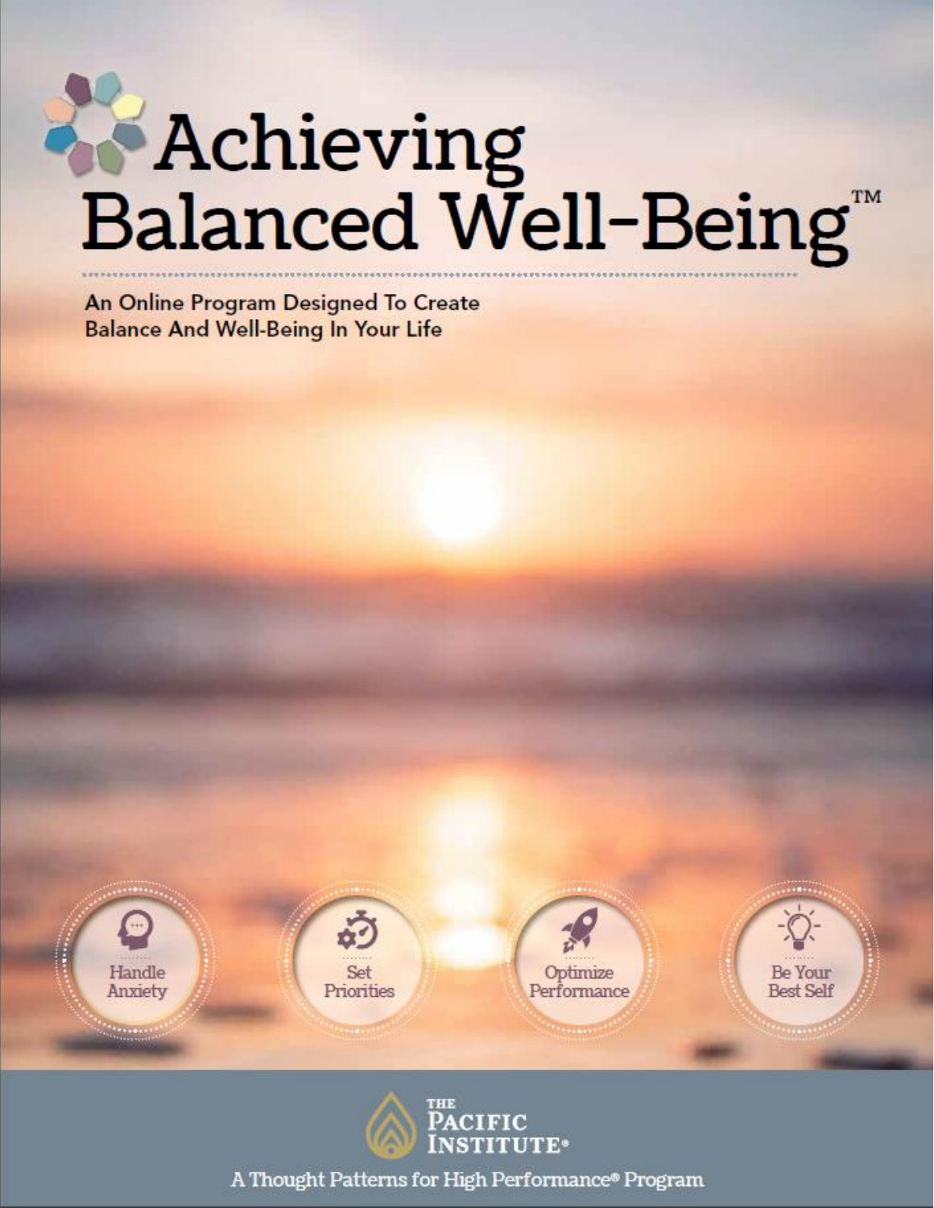# Achieving Balanced Well-Being™

**An Online Program Designed To Create Balance And Well-Being In Your Life**

Handle Anxiety

Set Priorities

Optimize Performance

Be Your Best Self

THE PACIFIC INSTITUTE®

A Thought Patterns for High Performance® Program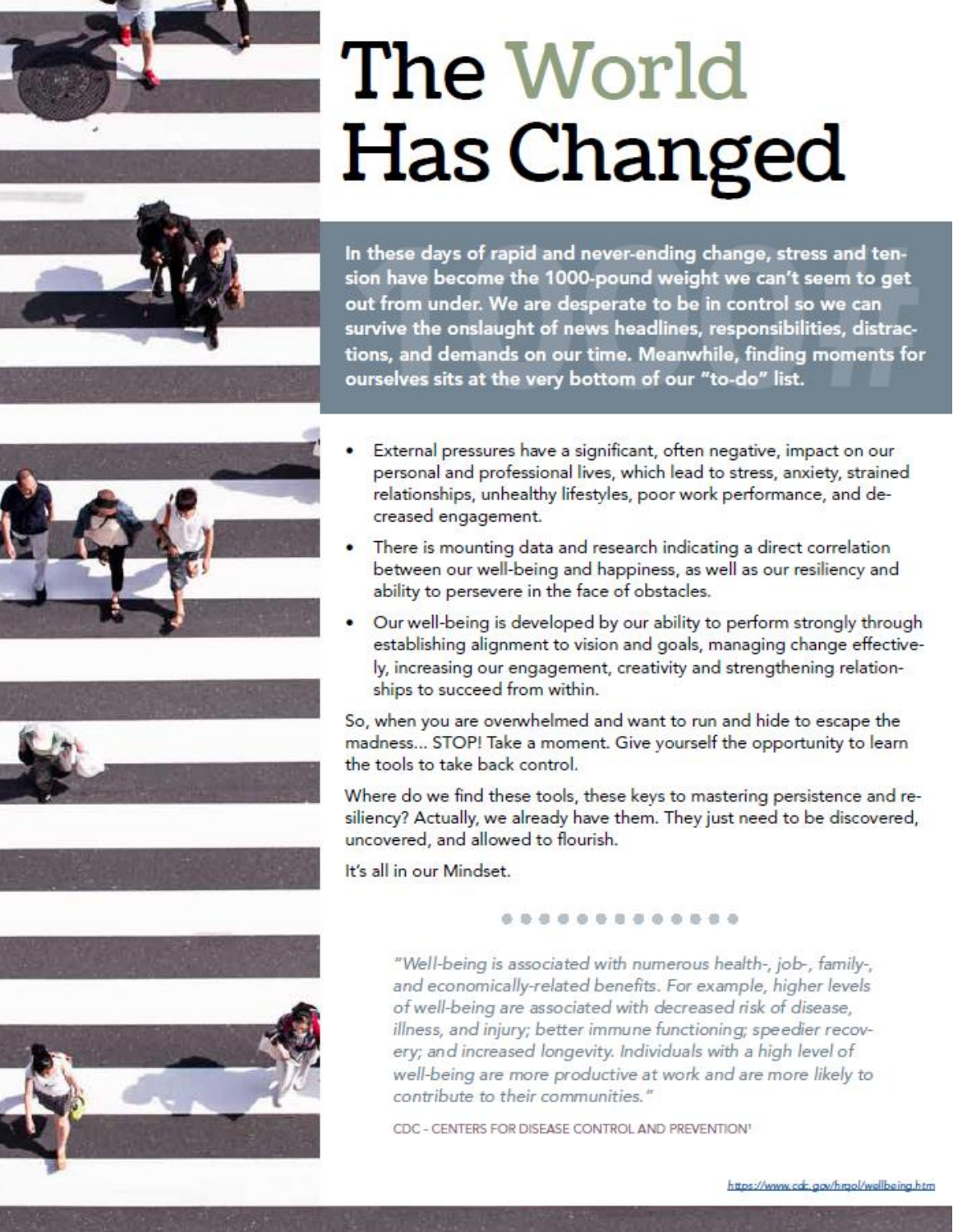# The World Has Changed

**In these days of rapid and never-ending change, stress and tension have become the 1000-pound weight we can't seem to get out from under. We are desperate to be in control so we can survive the onslaught of news headlines, responsibilities, distractions, and demands on our time. Meanwhile, finding moments for ourselves sits at the very bottom of our "to-do" list.**

- External pressures have a significant, often negative, impact on our personal and professional lives, which lead to stress, anxiety, strained relationships, unhealthy lifestyles, poor work performance, and decreased engagement.
- There is mounting data and research indicating a direct correlation between our well-being and happiness, as well as our resiliency and ability to persevere in the face of obstacles.
- Our well-being is developed by our ability to perform strongly through establishing alignment to vision and goals, managing change effectively, increasing our engagement, creativity and strengthening relationships to succeed from within.

So, when you are overwhelmed and want to run and hide to escape the madness... STOP! Take a moment. Give yourself the opportunity to learn the tools to take back control.

Where do we find these tools, these keys to mastering persistence and resiliency? Actually, we already have them. They just need to be discovered, uncovered, and allowed to flourish.

It's all in our Mindset.

> *"Well-being is associated with numerous health-, job-, family-, and economically-related benefits. For example, higher levels of well-being are associated with decreased risk of disease, illness, and injury; better immune functioning; speedier recovery; and increased longevity. Individuals with a high level of well-being are more productive at work and are more likely to contribute to their communities."*
>
> CDC - CENTERS FOR DISEASE CONTROL AND PREVENTION[1]

[1] https://www.cdc.gov/hrqol/wellbeing.htm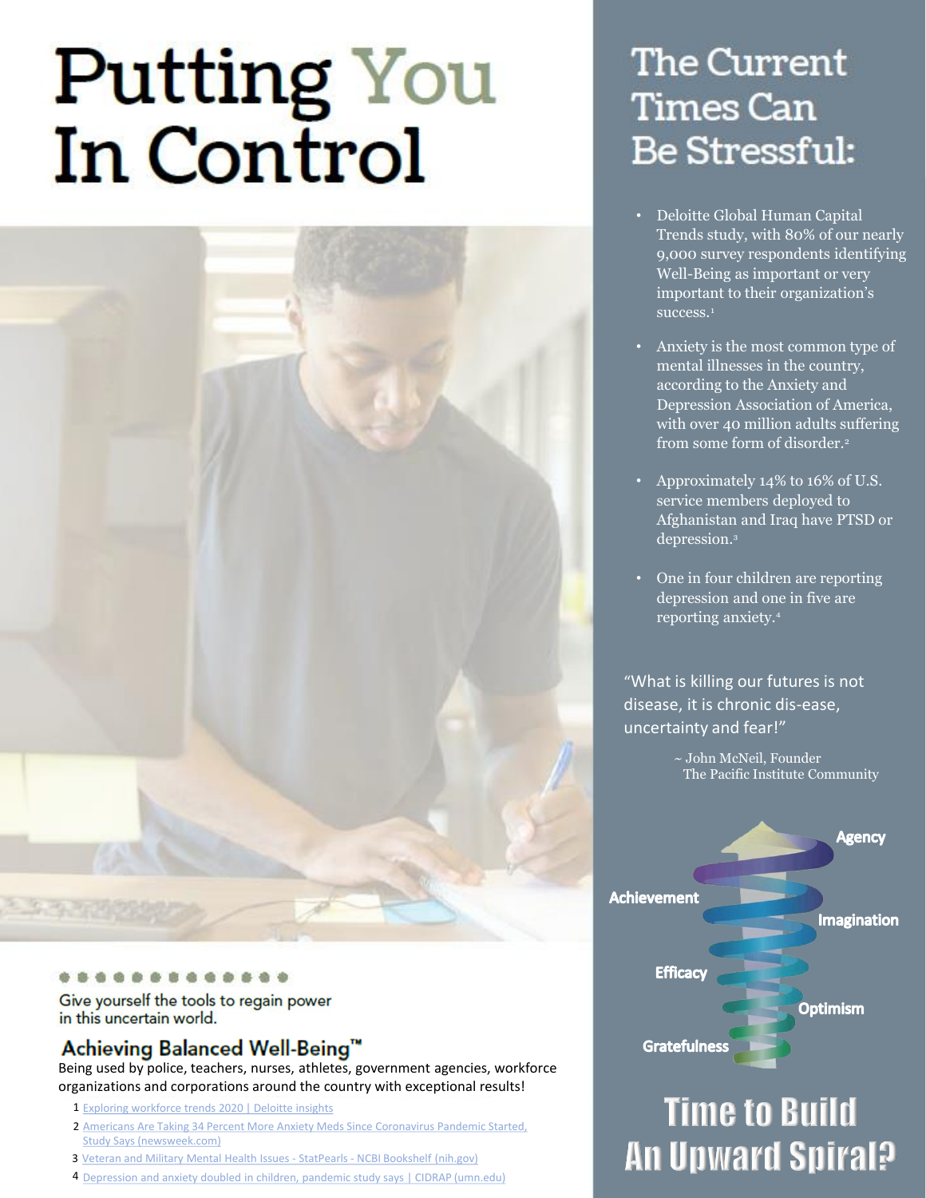# Putting You In Control

Give yourself the tools to regain power in this uncertain world.

## Achieving Balanced Well-Being™

Being used by police, teachers, nurses, athletes, government agencies, workforce organizations and corporations around the country with exceptional results!

1. Exploring workforce trends 2020 | Deloitte insights
2. Americans Are Taking 34 Percent More Anxiety Meds Since Coronavirus Pandemic Started, Study Says (newsweek.com)
3. Veteran and Military Mental Health Issues - StatPearls - NCBI Bookshelf (nih.gov)
4. Depression and anxiety doubled in children, pandemic study says | CIDRAP (umn.edu)

## The Current Times Can Be Stressful:

- Deloitte Global Human Capital Trends study, with 80% of our nearly 9,000 survey respondents identifying Well-Being as important or very important to their organization's success.[1]
- Anxiety is the most common type of mental illnesses in the country, according to the Anxiety and Depression Association of America, with over 40 million adults suffering from some form of disorder.[2]
- Approximately 14% to 16% of U.S. service members deployed to Afghanistan and Iraq have PTSD or depression.[3]
- One in four children are reporting depression and one in five are reporting anxiety.[4]

"What is killing our futures is not disease, it is chronic dis-ease, uncertainty and fear!"

~ John McNeil, Founder
The Pacific Institute Community

Agency
Achievement
Imagination
Efficacy
Optimism
Gratefulness

## Time to Build An Upward Spiral?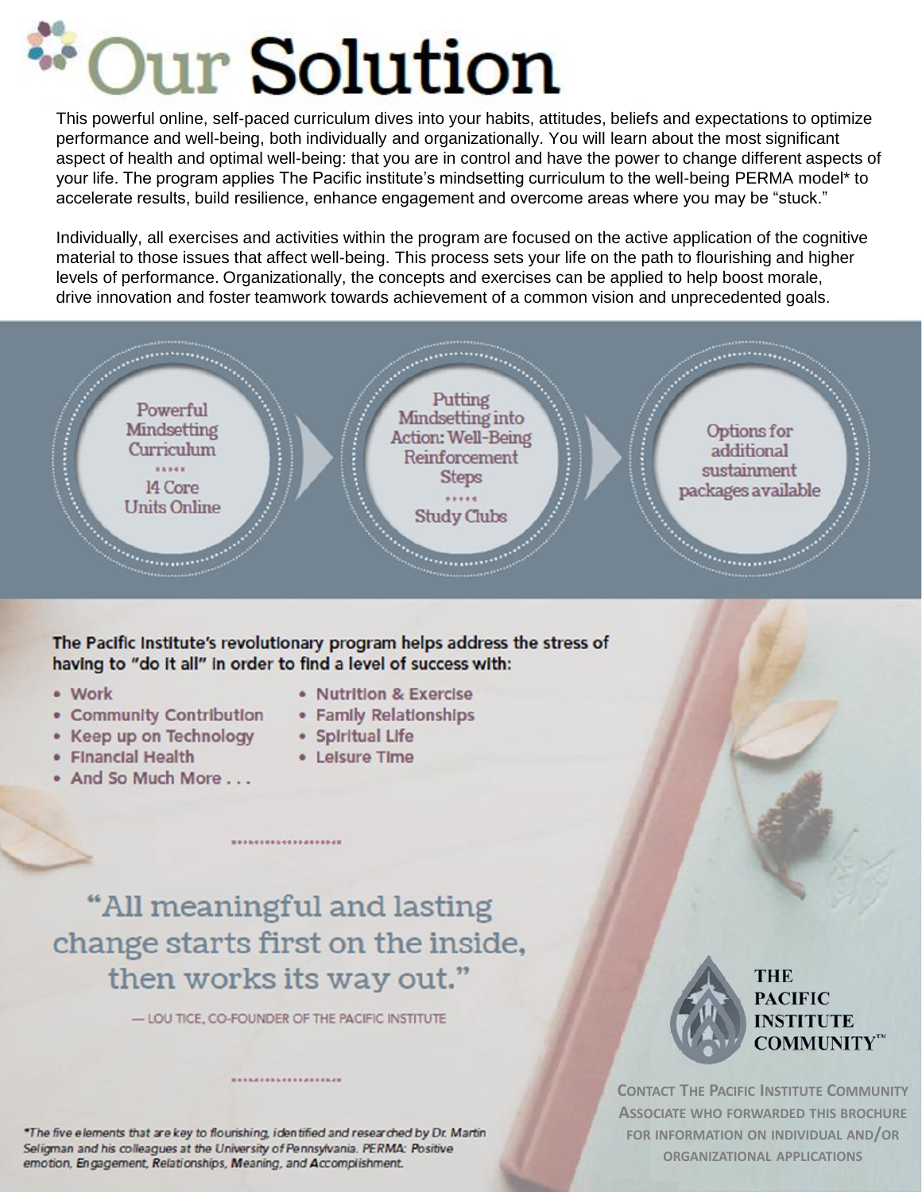# Our Solution

This powerful online, self-paced curriculum dives into your habits, attitudes, beliefs and expectations to optimize performance and well-being, both individually and organizationally. You will learn about the most significant aspect of health and optimal well-being: that you are in control and have the power to change different aspects of your life. The program applies The Pacific institute's mindsetting curriculum to the well-being PERMA model* to accelerate results, build resilience, enhance engagement and overcome areas where you may be "stuck."

Individually, all exercises and activities within the program are focused on the active application of the cognitive material to those issues that affect well-being. This process sets your life on the path to flourishing and higher levels of performance. Organizationally, the concepts and exercises can be applied to help boost morale, drive innovation and foster teamwork towards achievement of a common vision and unprecedented goals.

Powerful Mindsetting Curriculum

14 Core Units Online

Putting Mindsetting into Action: Well-Being Reinforcement Steps

Study Clubs

Options for additional sustainment packages available

**The Pacific Institute's revolutionary program helps address the stress of having to "do it all" in order to find a level of success with:**

- Work
- Community Contribution
- Keep up on Technology
- Financial Health
- And So Much More . . .
- Nutrition & Exercise
- Family Relationships
- Spiritual Life
- Leisure Time

"All meaningful and lasting change starts first on the inside, then works its way out."

— LOU TICE, CO-FOUNDER OF THE PACIFIC INSTITUTE

*The five elements that are key to flourishing, identified and researched by Dr. Martin Seligman and his colleagues at the University of Pennsylvania. PERMA: Positive emotion, Engagement, Relationships, Meaning, and Accomplishment.

THE PACIFIC INSTITUTE COMMUNITY™

CONTACT THE PACIFIC INSTITUTE COMMUNITY ASSOCIATE WHO FORWARDED THIS BROCHURE FOR INFORMATION ON INDIVIDUAL AND/OR ORGANIZATIONAL APPLICATIONS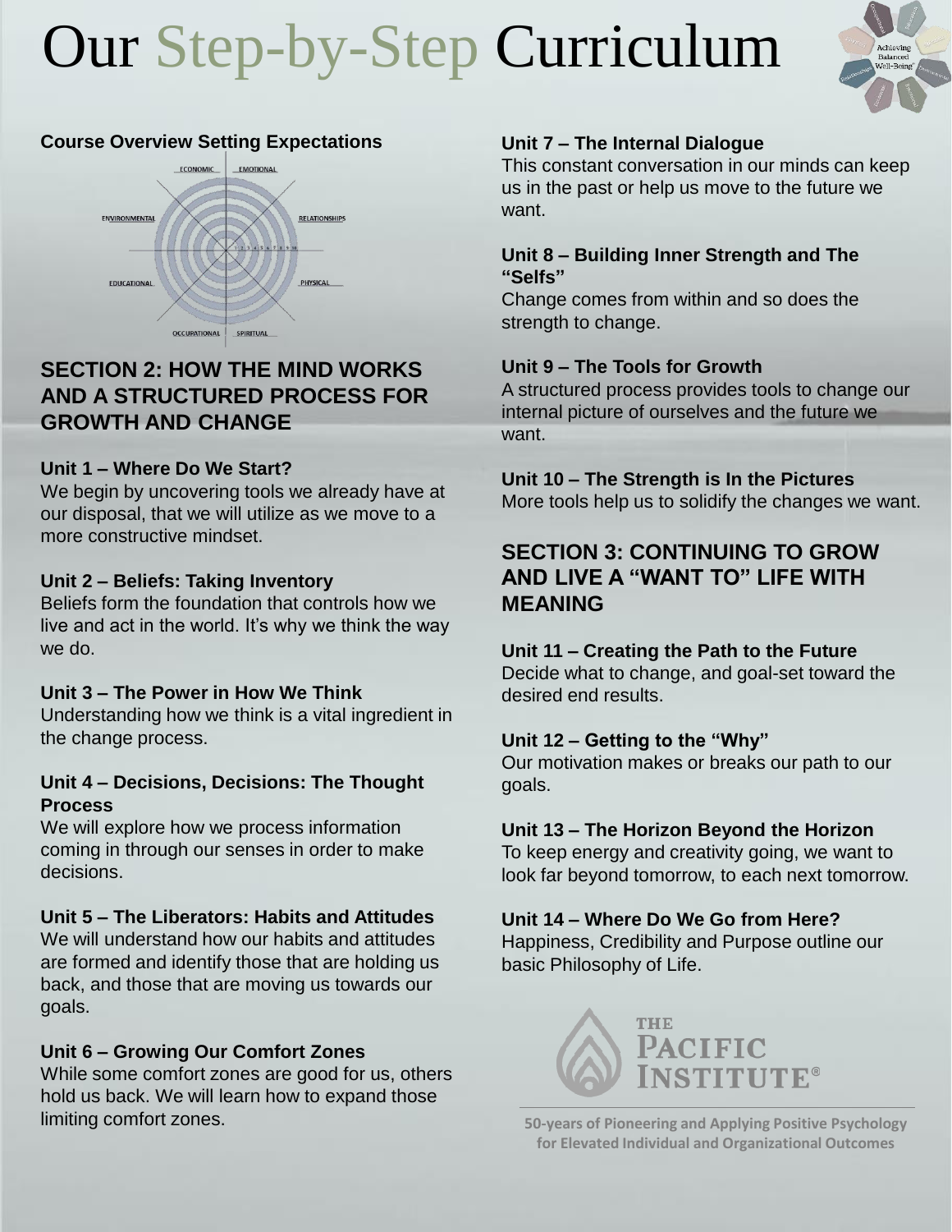# Our Step-by-Step Curriculum

Achieving Balanced Well-Being

**Course Overview Setting Expectations**

ECONOMIC
EMOTIONAL
ENVIRONMENTAL
RELATIONSHIPS
EDUCATIONAL
PHYSICAL
OCCUPATIONAL
SPIRITUAL
1 2 3 4 5 6 7 8 9 10

## SECTION 2: HOW THE MIND WORKS AND A STRUCTURED PROCESS FOR GROWTH AND CHANGE

**Unit 1 – Where Do We Start?**
We begin by uncovering tools we already have at our disposal, that we will utilize as we move to a more constructive mindset.

**Unit 2 – Beliefs: Taking Inventory**
Beliefs form the foundation that controls how we live and act in the world. It's why we think the way we do.

**Unit 3 – The Power in How We Think**
Understanding how we think is a vital ingredient in the change process.

**Unit 4 – Decisions, Decisions: The Thought Process**
We will explore how we process information coming in through our senses in order to make decisions.

**Unit 5 – The Liberators: Habits and Attitudes**
We will understand how our habits and attitudes are formed and identify those that are holding us back, and those that are moving us towards our goals.

**Unit 6 – Growing Our Comfort Zones**
While some comfort zones are good for us, others hold us back. We will learn how to expand those limiting comfort zones.

**Unit 7 – The Internal Dialogue**
This constant conversation in our minds can keep us in the past or help us move to the future we want.

**Unit 8 – Building Inner Strength and The "Selfs"**
Change comes from within and so does the strength to change.

**Unit 9 – The Tools for Growth**
A structured process provides tools to change our internal picture of ourselves and the future we want.

**Unit 10 – The Strength is In the Pictures**
More tools help us to solidify the changes we want.

## SECTION 3: CONTINUING TO GROW AND LIVE A "WANT TO" LIFE WITH MEANING

**Unit 11 – Creating the Path to the Future**
Decide what to change, and goal-set toward the desired end results.

**Unit 12 – Getting to the "Why"**
Our motivation makes or breaks our path to our goals.

**Unit 13 – The Horizon Beyond the Horizon**
To keep energy and creativity going, we want to look far beyond tomorrow, to each next tomorrow.

**Unit 14 – Where Do We Go from Here?**
Happiness, Credibility and Purpose outline our basic Philosophy of Life.

THE PACIFIC INSTITUTE®

**50-years of Pioneering and Applying Positive Psychology for Elevated Individual and Organizational Outcomes**